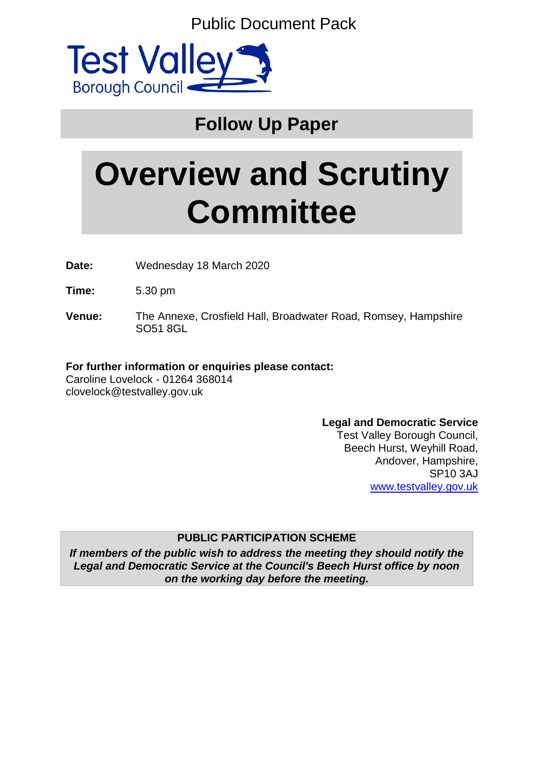Public Document Pack

Test Valley Borough Council

## Follow Up Paper

# Overview and Scrutiny Committee

**Date:** Wednesday 18 March 2020

**Time:** 5.30 pm

**Venue:** The Annexe, Crosfield Hall, Broadwater Road, Romsey, Hampshire SO51 8GL

**For further information or enquiries please contact:**
Caroline Lovelock - 01264 368014
clovelock@testvalley.gov.uk

**Legal and Democratic Service**
Test Valley Borough Council,
Beech Hurst, Weyhill Road,
Andover, Hampshire,
SP10 3AJ
www.testvalley.gov.uk

**PUBLIC PARTICIPATION SCHEME**

***If members of the public wish to address the meeting they should notify the Legal and Democratic Service at the Council's Beech Hurst office by noon on the working day before the meeting.***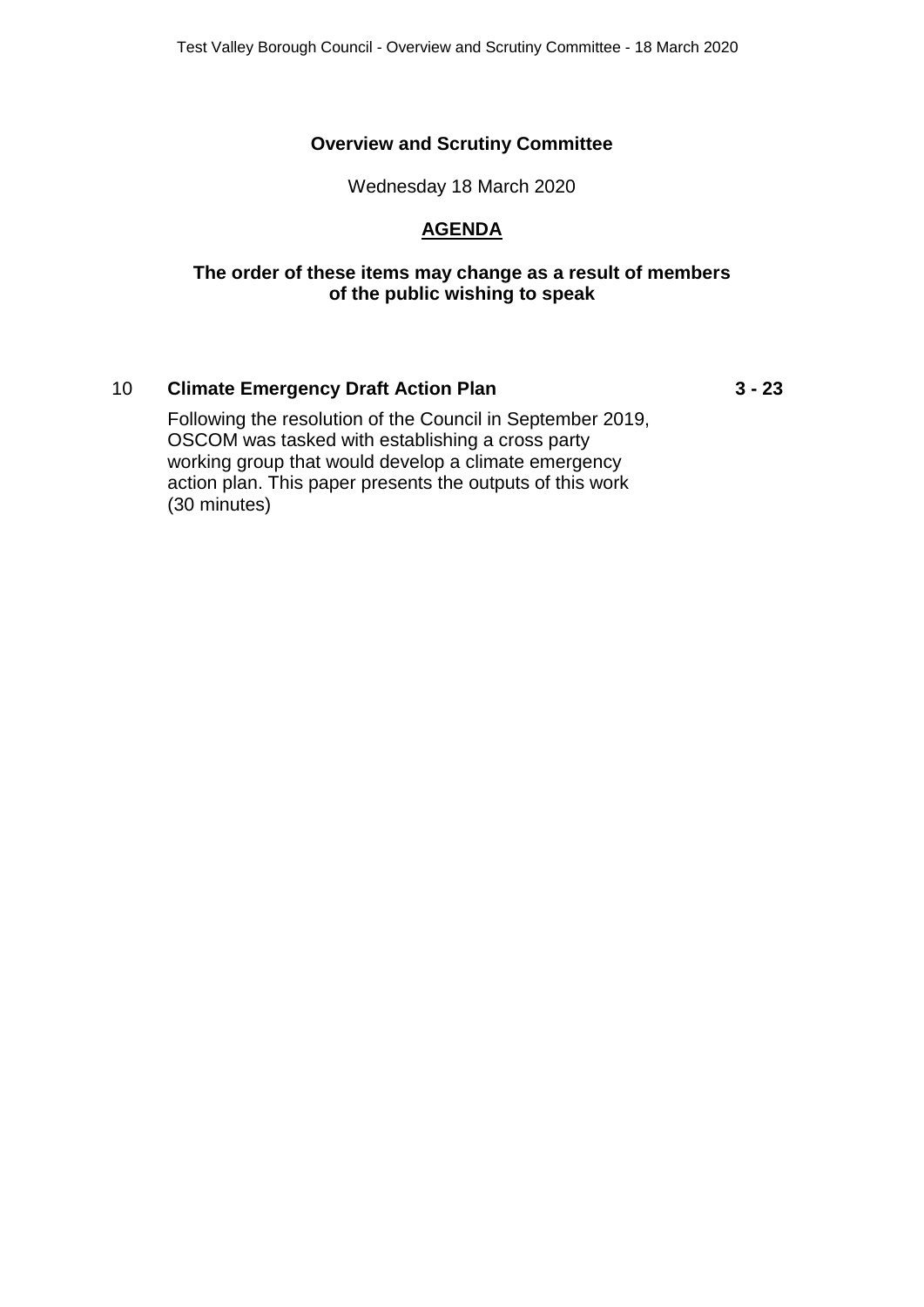## Overview and Scrutiny Committee

Wednesday 18 March 2020

## AGENDA

**The order of these items may change as a result of members of the public wishing to speak**

| | | |
|---|---|---|
| 10 | **Climate Emergency Draft Action Plan** | **3 - 23** |
| | Following the resolution of the Council in September 2019, OSCOM was tasked with establishing a cross party working group that would develop a climate emergency action plan. This paper presents the outputs of this work (30 minutes) | |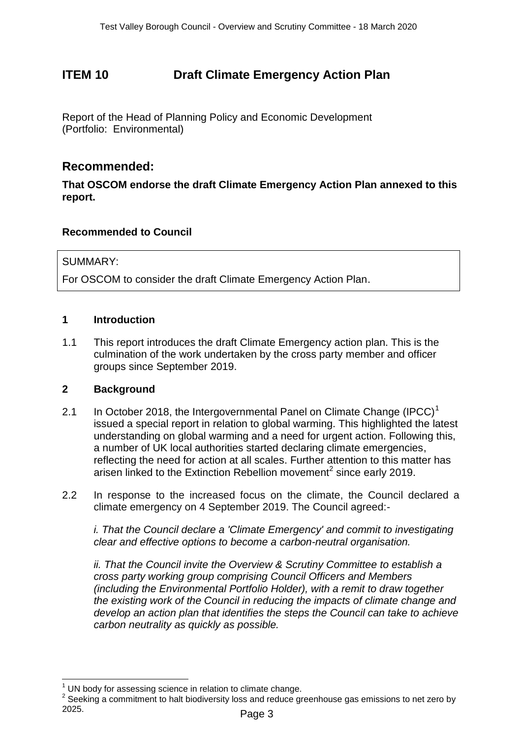# ITEM 10 Draft Climate Emergency Action Plan

Report of the Head of Planning Policy and Economic Development
(Portfolio: Environmental)

## Recommended:

**That OSCOM endorse the draft Climate Emergency Action Plan annexed to this report.**

**Recommended to Council**

SUMMARY:

For OSCOM to consider the draft Climate Emergency Action Plan.

## 1 Introduction

1.1 This report introduces the draft Climate Emergency action plan. This is the culmination of the work undertaken by the cross party member and officer groups since September 2019.

## 2 Background

2.1 In October 2018, the Intergovernmental Panel on Climate Change (IPCC)[1] issued a special report in relation to global warming. This highlighted the latest understanding on global warming and a need for urgent action. Following this, a number of UK local authorities started declaring climate emergencies, reflecting the need for action at all scales. Further attention to this matter has arisen linked to the Extinction Rebellion movement[2] since early 2019.

2.2 In response to the increased focus on the climate, the Council declared a climate emergency on 4 September 2019. The Council agreed:-

*i. That the Council declare a 'Climate Emergency' and commit to investigating clear and effective options to become a carbon-neutral organisation.*

*ii. That the Council invite the Overview & Scrutiny Committee to establish a cross party working group comprising Council Officers and Members (including the Environmental Portfolio Holder), with a remit to draw together the existing work of the Council in reducing the impacts of climate change and develop an action plan that identifies the steps the Council can take to achieve carbon neutrality as quickly as possible.*

---

[1] UN body for assessing science in relation to climate change.

[2] Seeking a commitment to halt biodiversity loss and reduce greenhouse gas emissions to net zero by 2025.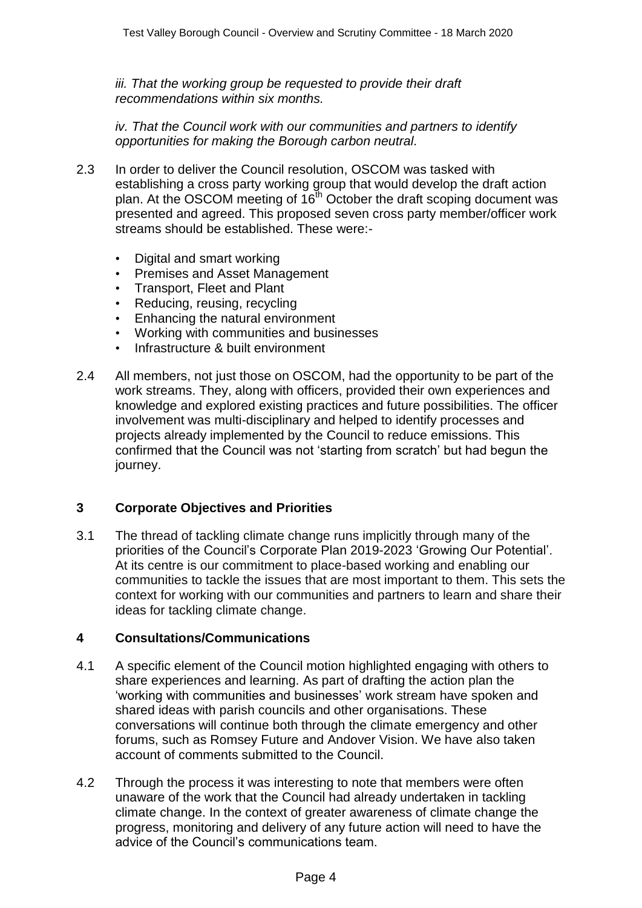*iii. That the working group be requested to provide their draft recommendations within six months.*

*iv. That the Council work with our communities and partners to identify opportunities for making the Borough carbon neutral.*

2.3 In order to deliver the Council resolution, OSCOM was tasked with establishing a cross party working group that would develop the draft action plan. At the OSCOM meeting of 16th October the draft scoping document was presented and agreed. This proposed seven cross party member/officer work streams should be established. These were:-

- Digital and smart working
- Premises and Asset Management
- Transport, Fleet and Plant
- Reducing, reusing, recycling
- Enhancing the natural environment
- Working with communities and businesses
- Infrastructure & built environment

2.4 All members, not just those on OSCOM, had the opportunity to be part of the work streams. They, along with officers, provided their own experiences and knowledge and explored existing practices and future possibilities. The officer involvement was multi-disciplinary and helped to identify processes and projects already implemented by the Council to reduce emissions. This confirmed that the Council was not 'starting from scratch' but had begun the journey.

## 3 Corporate Objectives and Priorities

3.1 The thread of tackling climate change runs implicitly through many of the priorities of the Council's Corporate Plan 2019-2023 'Growing Our Potential'. At its centre is our commitment to place-based working and enabling our communities to tackle the issues that are most important to them. This sets the context for working with our communities and partners to learn and share their ideas for tackling climate change.

## 4 Consultations/Communications

4.1 A specific element of the Council motion highlighted engaging with others to share experiences and learning. As part of drafting the action plan the 'working with communities and businesses' work stream have spoken and shared ideas with parish councils and other organisations. These conversations will continue both through the climate emergency and other forums, such as Romsey Future and Andover Vision. We have also taken account of comments submitted to the Council.

4.2 Through the process it was interesting to note that members were often unaware of the work that the Council had already undertaken in tackling climate change. In the context of greater awareness of climate change the progress, monitoring and delivery of any future action will need to have the advice of the Council's communications team.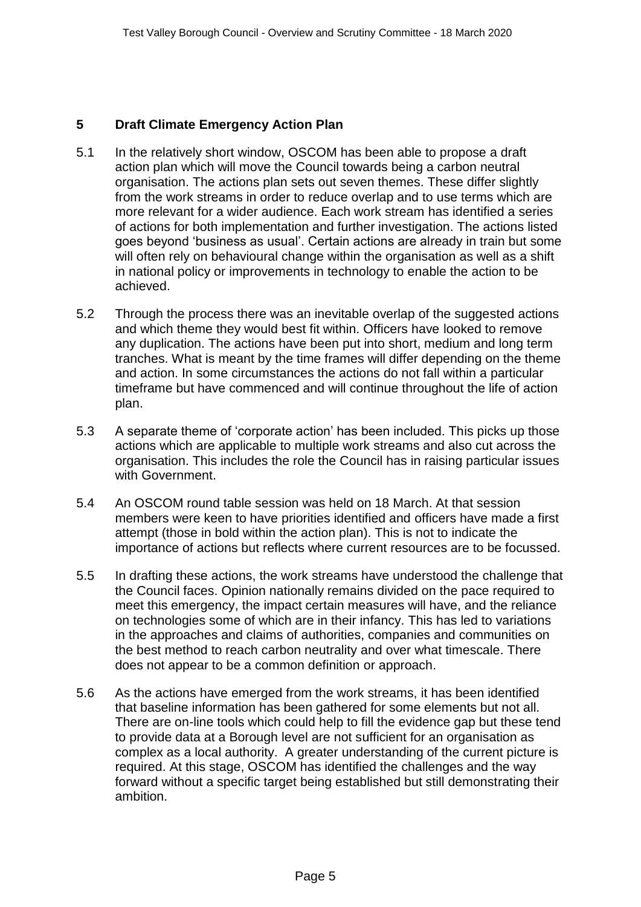## 5 Draft Climate Emergency Action Plan

5.1 In the relatively short window, OSCOM has been able to propose a draft action plan which will move the Council towards being a carbon neutral organisation. The actions plan sets out seven themes. These differ slightly from the work streams in order to reduce overlap and to use terms which are more relevant for a wider audience. Each work stream has identified a series of actions for both implementation and further investigation. The actions listed goes beyond 'business as usual'. Certain actions are already in train but some will often rely on behavioural change within the organisation as well as a shift in national policy or improvements in technology to enable the action to be achieved.

5.2 Through the process there was an inevitable overlap of the suggested actions and which theme they would best fit within. Officers have looked to remove any duplication. The actions have been put into short, medium and long term tranches. What is meant by the time frames will differ depending on the theme and action. In some circumstances the actions do not fall within a particular timeframe but have commenced and will continue throughout the life of action plan.

5.3 A separate theme of 'corporate action' has been included. This picks up those actions which are applicable to multiple work streams and also cut across the organisation. This includes the role the Council has in raising particular issues with Government.

5.4 An OSCOM round table session was held on 18 March. At that session members were keen to have priorities identified and officers have made a first attempt (those in bold within the action plan). This is not to indicate the importance of actions but reflects where current resources are to be focussed.

5.5 In drafting these actions, the work streams have understood the challenge that the Council faces. Opinion nationally remains divided on the pace required to meet this emergency, the impact certain measures will have, and the reliance on technologies some of which are in their infancy. This has led to variations in the approaches and claims of authorities, companies and communities on the best method to reach carbon neutrality and over what timescale. There does not appear to be a common definition or approach.

5.6 As the actions have emerged from the work streams, it has been identified that baseline information has been gathered for some elements but not all. There are on-line tools which could help to fill the evidence gap but these tend to provide data at a Borough level are not sufficient for an organisation as complex as a local authority. A greater understanding of the current picture is required. At this stage, OSCOM has identified the challenges and the way forward without a specific target being established but still demonstrating their ambition.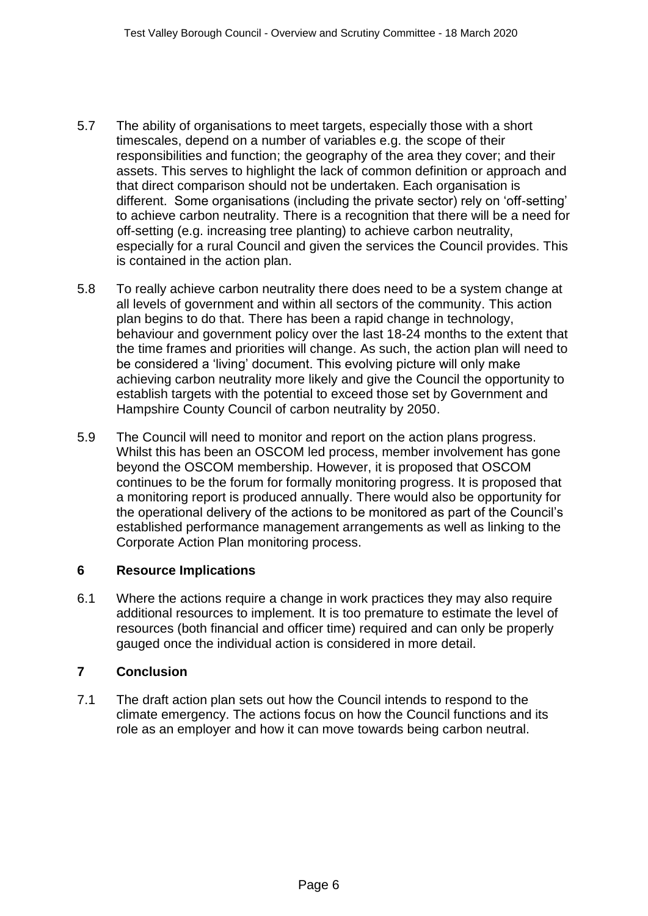5.7 The ability of organisations to meet targets, especially those with a short timescales, depend on a number of variables e.g. the scope of their responsibilities and function; the geography of the area they cover; and their assets. This serves to highlight the lack of common definition or approach and that direct comparison should not be undertaken. Each organisation is different. Some organisations (including the private sector) rely on 'off-setting' to achieve carbon neutrality. There is a recognition that there will be a need for off-setting (e.g. increasing tree planting) to achieve carbon neutrality, especially for a rural Council and given the services the Council provides. This is contained in the action plan.

5.8 To really achieve carbon neutrality there does need to be a system change at all levels of government and within all sectors of the community. This action plan begins to do that. There has been a rapid change in technology, behaviour and government policy over the last 18-24 months to the extent that the time frames and priorities will change. As such, the action plan will need to be considered a 'living' document. This evolving picture will only make achieving carbon neutrality more likely and give the Council the opportunity to establish targets with the potential to exceed those set by Government and Hampshire County Council of carbon neutrality by 2050.

5.9 The Council will need to monitor and report on the action plans progress. Whilst this has been an OSCOM led process, member involvement has gone beyond the OSCOM membership. However, it is proposed that OSCOM continues to be the forum for formally monitoring progress. It is proposed that a monitoring report is produced annually. There would also be opportunity for the operational delivery of the actions to be monitored as part of the Council's established performance management arrangements as well as linking to the Corporate Action Plan monitoring process.

## 6 Resource Implications

6.1 Where the actions require a change in work practices they may also require additional resources to implement. It is too premature to estimate the level of resources (both financial and officer time) required and can only be properly gauged once the individual action is considered in more detail.

## 7 Conclusion

7.1 The draft action plan sets out how the Council intends to respond to the climate emergency. The actions focus on how the Council functions and its role as an employer and how it can move towards being carbon neutral.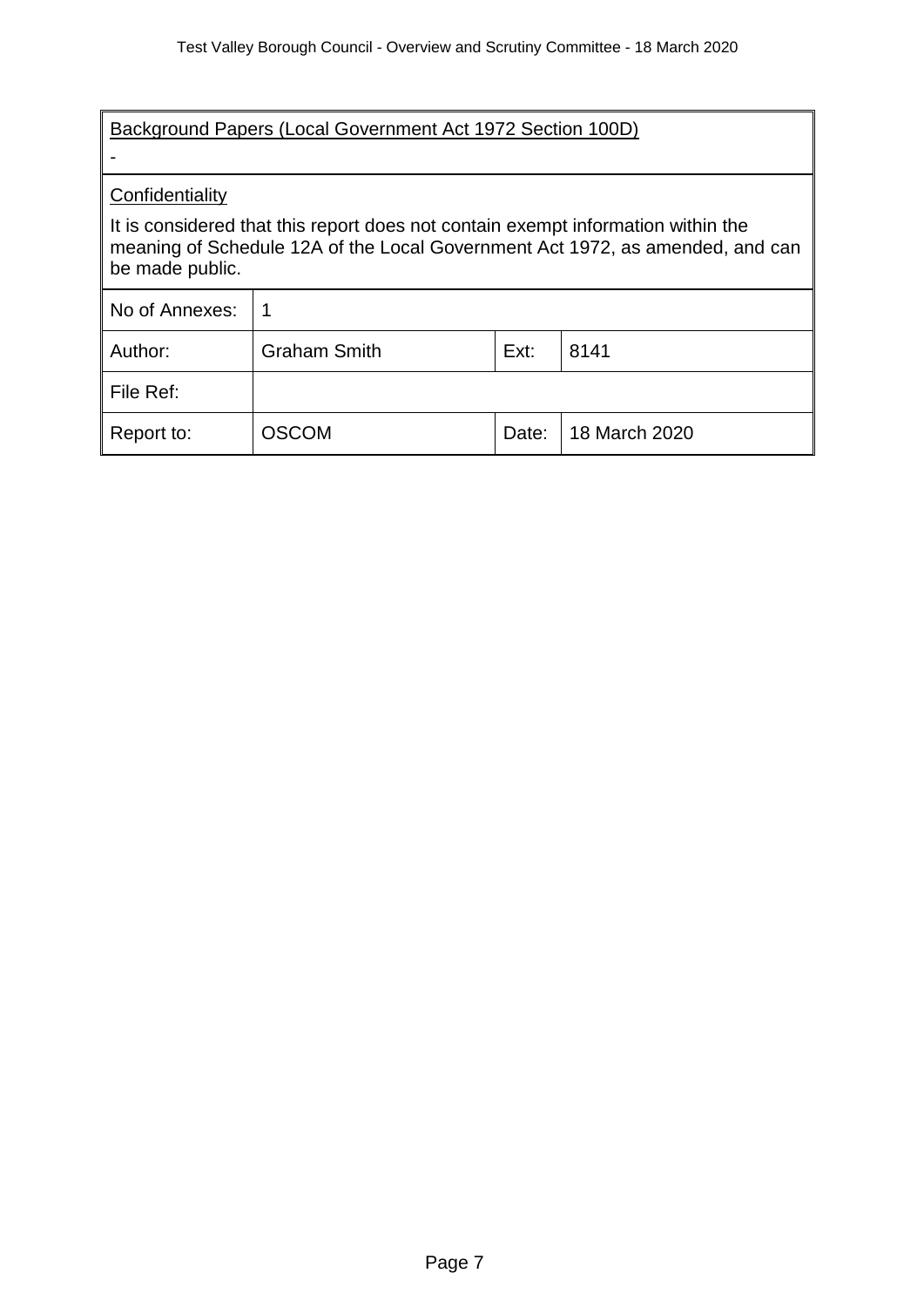| Background Papers (Local Government Act 1972 Section 100D) | | | |
|---|---|---|---|
| - | | | |
| Confidentiality<br><br>It is considered that this report does not contain exempt information within the meaning of Schedule 12A of the Local Government Act 1972, as amended, and can be made public. | | | |
| No of Annexes: | 1 | | |
| Author: | Graham Smith | Ext: | 8141 |
| File Ref: | | | |
| Report to: | OSCOM | Date: | 18 March 2020 |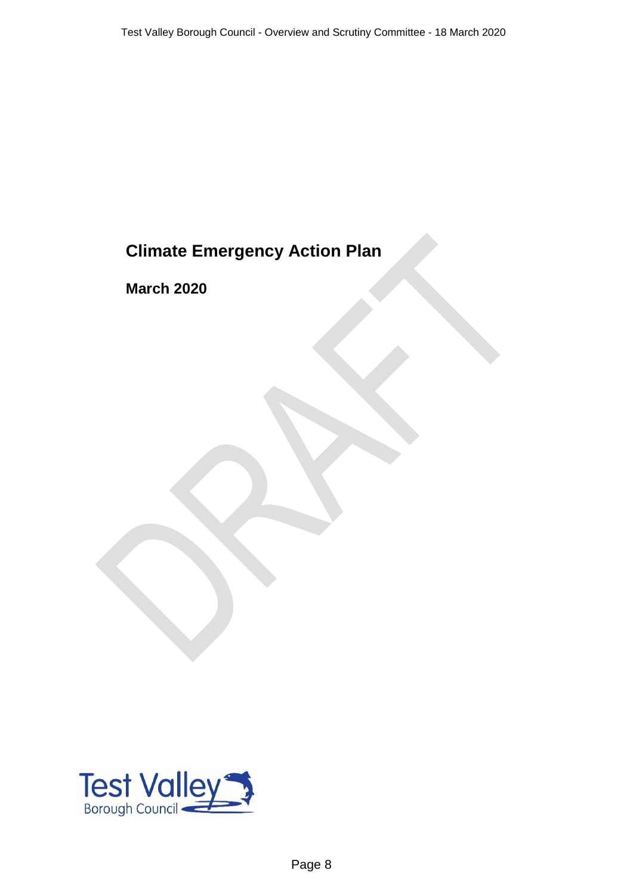# Climate Emergency Action Plan

**March 2020**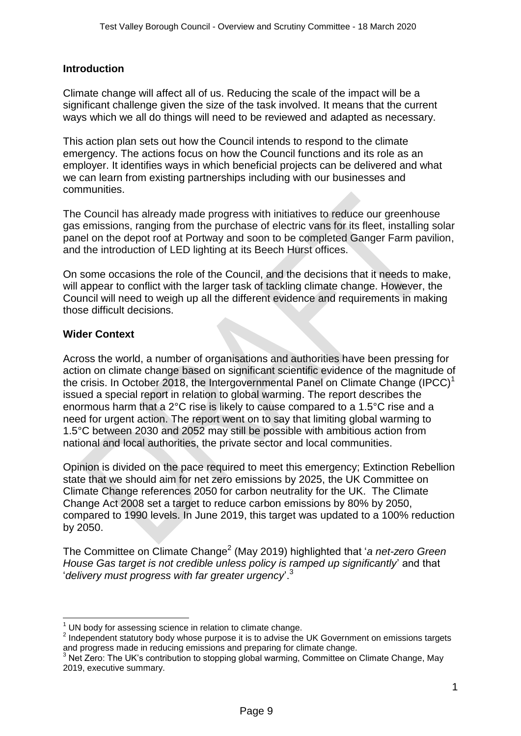## Introduction

Climate change will affect all of us. Reducing the scale of the impact will be a significant challenge given the size of the task involved. It means that the current ways which we all do things will need to be reviewed and adapted as necessary.

This action plan sets out how the Council intends to respond to the climate emergency. The actions focus on how the Council functions and its role as an employer. It identifies ways in which beneficial projects can be delivered and what we can learn from existing partnerships including with our businesses and communities.

The Council has already made progress with initiatives to reduce our greenhouse gas emissions, ranging from the purchase of electric vans for its fleet, installing solar panel on the depot roof at Portway and soon to be completed Ganger Farm pavilion, and the introduction of LED lighting at its Beech Hurst offices.

On some occasions the role of the Council, and the decisions that it needs to make, will appear to conflict with the larger task of tackling climate change. However, the Council will need to weigh up all the different evidence and requirements in making those difficult decisions.

## Wider Context

Across the world, a number of organisations and authorities have been pressing for action on climate change based on significant scientific evidence of the magnitude of the crisis. In October 2018, the Intergovernmental Panel on Climate Change (IPCC)[1] issued a special report in relation to global warming. The report describes the enormous harm that a 2°C rise is likely to cause compared to a 1.5°C rise and a need for urgent action. The report went on to say that limiting global warming to 1.5°C between 2030 and 2052 may still be possible with ambitious action from national and local authorities, the private sector and local communities.

Opinion is divided on the pace required to meet this emergency; Extinction Rebellion state that we should aim for net zero emissions by 2025, the UK Committee on Climate Change references 2050 for carbon neutrality for the UK. The Climate Change Act 2008 set a target to reduce carbon emissions by 80% by 2050, compared to 1990 levels. In June 2019, this target was updated to a 100% reduction by 2050.

The Committee on Climate Change[2] (May 2019) highlighted that '*a net-zero Green House Gas target is not credible unless policy is ramped up significantly*' and that '*delivery must progress with far greater urgency*'.[3]

---

[1] UN body for assessing science in relation to climate change.

[2] Independent statutory body whose purpose it is to advise the UK Government on emissions targets and progress made in reducing emissions and preparing for climate change.

[3] Net Zero: The UK's contribution to stopping global warming, Committee on Climate Change, May 2019, executive summary.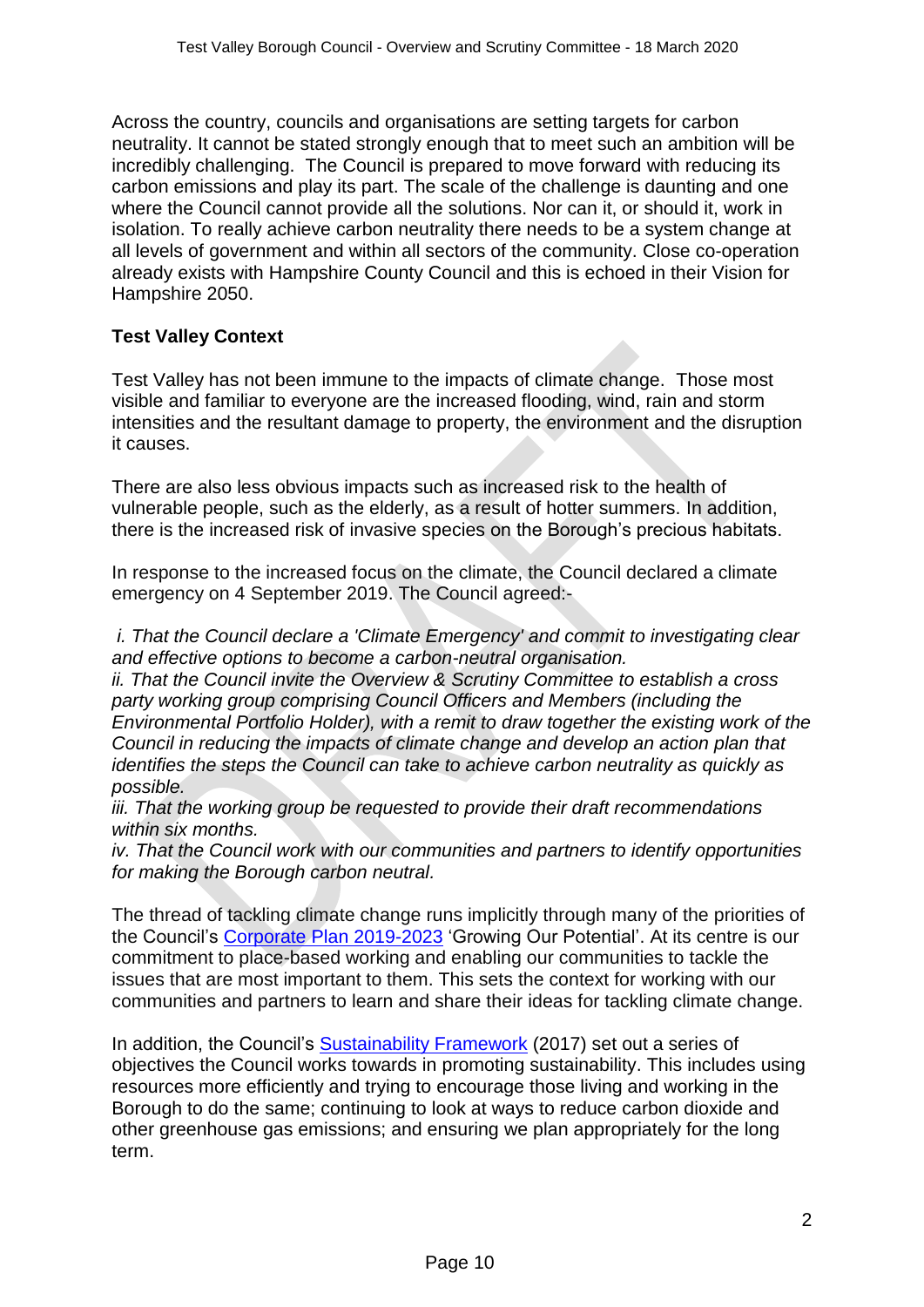Across the country, councils and organisations are setting targets for carbon neutrality. It cannot be stated strongly enough that to meet such an ambition will be incredibly challenging. The Council is prepared to move forward with reducing its carbon emissions and play its part. The scale of the challenge is daunting and one where the Council cannot provide all the solutions. Nor can it, or should it, work in isolation. To really achieve carbon neutrality there needs to be a system change at all levels of government and within all sectors of the community. Close co-operation already exists with Hampshire County Council and this is echoed in their Vision for Hampshire 2050.

**Test Valley Context**

Test Valley has not been immune to the impacts of climate change. Those most visible and familiar to everyone are the increased flooding, wind, rain and storm intensities and the resultant damage to property, the environment and the disruption it causes.

There are also less obvious impacts such as increased risk to the health of vulnerable people, such as the elderly, as a result of hotter summers. In addition, there is the increased risk of invasive species on the Borough's precious habitats.

In response to the increased focus on the climate, the Council declared a climate emergency on 4 September 2019. The Council agreed:-

*i. That the Council declare a 'Climate Emergency' and commit to investigating clear and effective options to become a carbon-neutral organisation.*
*ii. That the Council invite the Overview & Scrutiny Committee to establish a cross party working group comprising Council Officers and Members (including the Environmental Portfolio Holder), with a remit to draw together the existing work of the Council in reducing the impacts of climate change and develop an action plan that identifies the steps the Council can take to achieve carbon neutrality as quickly as possible.*
*iii. That the working group be requested to provide their draft recommendations within six months.*
*iv. That the Council work with our communities and partners to identify opportunities for making the Borough carbon neutral.*

The thread of tackling climate change runs implicitly through many of the priorities of the Council's Corporate Plan 2019-2023 'Growing Our Potential'. At its centre is our commitment to place-based working and enabling our communities to tackle the issues that are most important to them. This sets the context for working with our communities and partners to learn and share their ideas for tackling climate change.

In addition, the Council's Sustainability Framework (2017) set out a series of objectives the Council works towards in promoting sustainability. This includes using resources more efficiently and trying to encourage those living and working in the Borough to do the same; continuing to look at ways to reduce carbon dioxide and other greenhouse gas emissions; and ensuring we plan appropriately for the long term.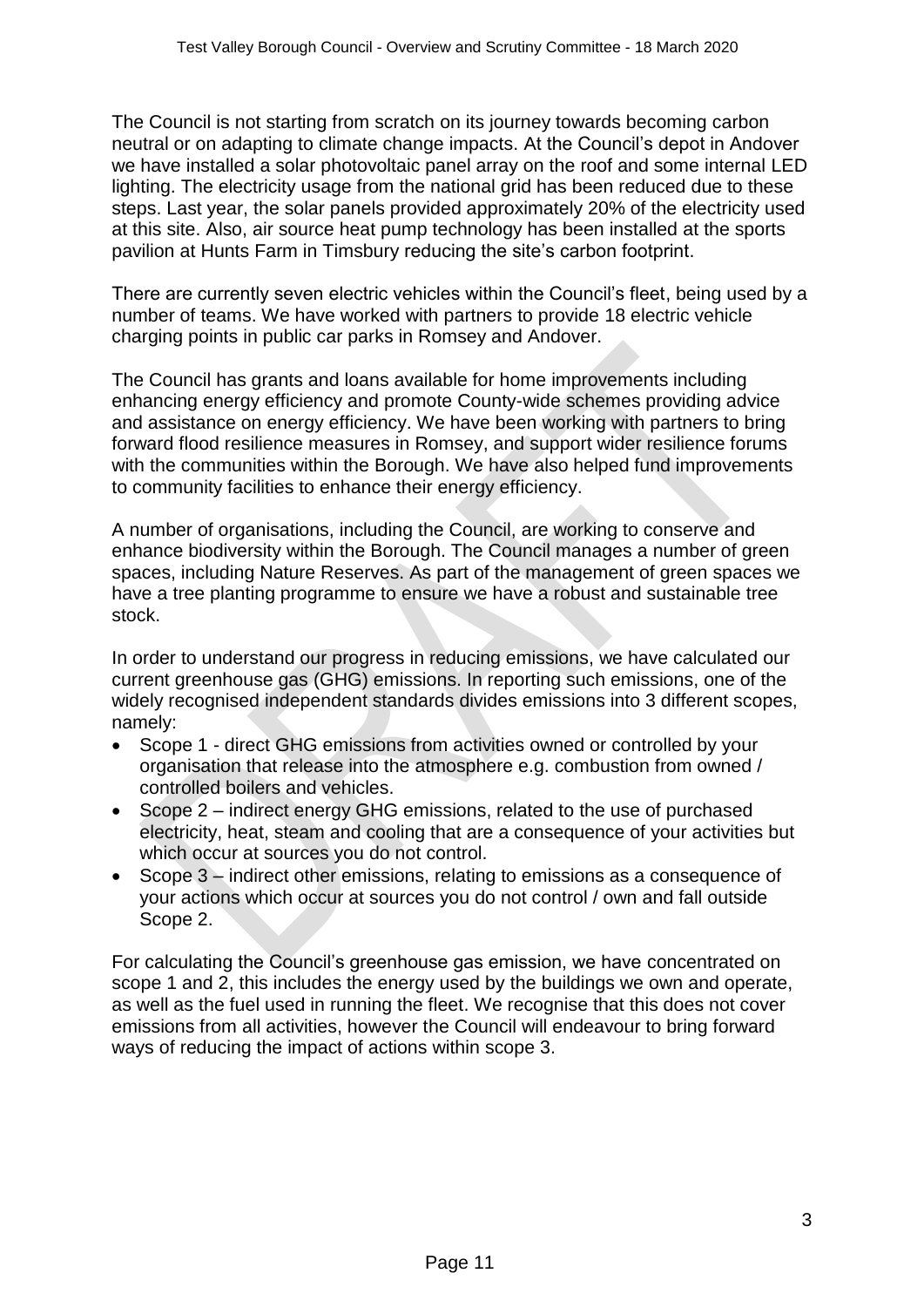The Council is not starting from scratch on its journey towards becoming carbon neutral or on adapting to climate change impacts. At the Council's depot in Andover we have installed a solar photovoltaic panel array on the roof and some internal LED lighting. The electricity usage from the national grid has been reduced due to these steps. Last year, the solar panels provided approximately 20% of the electricity used at this site. Also, air source heat pump technology has been installed at the sports pavilion at Hunts Farm in Timsbury reducing the site's carbon footprint.

There are currently seven electric vehicles within the Council's fleet, being used by a number of teams. We have worked with partners to provide 18 electric vehicle charging points in public car parks in Romsey and Andover.

The Council has grants and loans available for home improvements including enhancing energy efficiency and promote County-wide schemes providing advice and assistance on energy efficiency. We have been working with partners to bring forward flood resilience measures in Romsey, and support wider resilience forums with the communities within the Borough. We have also helped fund improvements to community facilities to enhance their energy efficiency.

A number of organisations, including the Council, are working to conserve and enhance biodiversity within the Borough. The Council manages a number of green spaces, including Nature Reserves. As part of the management of green spaces we have a tree planting programme to ensure we have a robust and sustainable tree stock.

In order to understand our progress in reducing emissions, we have calculated our current greenhouse gas (GHG) emissions. In reporting such emissions, one of the widely recognised independent standards divides emissions into 3 different scopes, namely:

- Scope 1 - direct GHG emissions from activities owned or controlled by your organisation that release into the atmosphere e.g. combustion from owned / controlled boilers and vehicles.
- Scope 2 – indirect energy GHG emissions, related to the use of purchased electricity, heat, steam and cooling that are a consequence of your activities but which occur at sources you do not control.
- Scope 3 – indirect other emissions, relating to emissions as a consequence of your actions which occur at sources you do not control / own and fall outside Scope 2.

For calculating the Council's greenhouse gas emission, we have concentrated on scope 1 and 2, this includes the energy used by the buildings we own and operate, as well as the fuel used in running the fleet. We recognise that this does not cover emissions from all activities, however the Council will endeavour to bring forward ways of reducing the impact of actions within scope 3.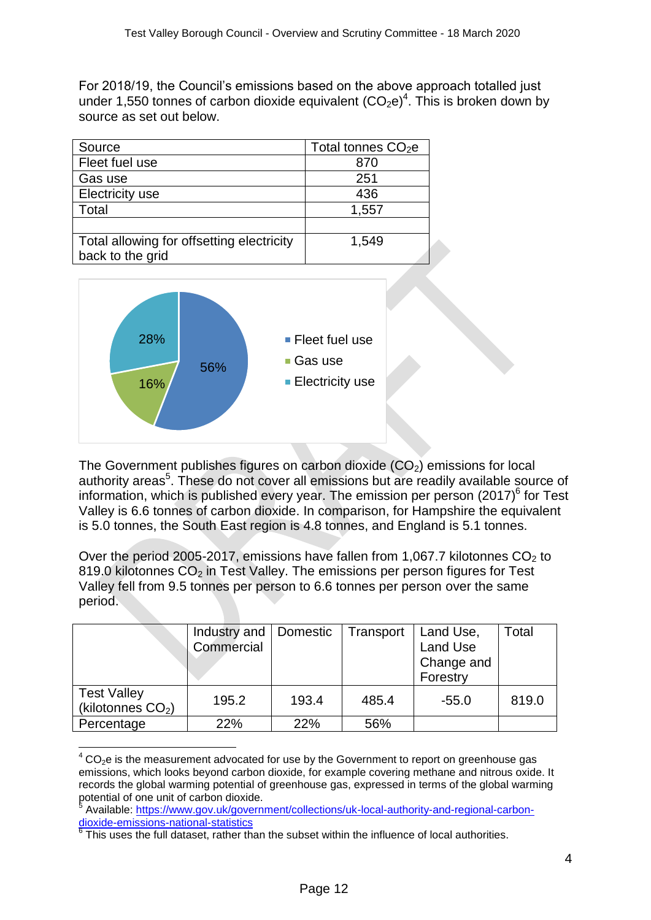For 2018/19, the Council's emissions based on the above approach totalled just under 1,550 tonnes of carbon dioxide equivalent ($CO_2e$)[4]. This is broken down by source as set out below.

| Source | Total tonnes $CO_2e$ |
|---|---|
| Fleet fuel use | 870 |
| Gas use | 251 |
| Electricity use | 436 |
| Total | 1,557 |
| | |
| Total allowing for offsetting electricity back to the grid | 1,549 |

The Government publishes figures on carbon dioxide ($CO_2$) emissions for local authority areas[5]. These do not cover all emissions but are readily available source of information, which is published every year. The emission per person (2017)[6] for Test Valley is 6.6 tonnes of carbon dioxide. In comparison, for Hampshire the equivalent is 5.0 tonnes, the South East region is 4.8 tonnes, and England is 5.1 tonnes.

Over the period 2005-2017, emissions have fallen from 1,067.7 kilotonnes $CO_2$ to 819.0 kilotonnes $CO_2$ in Test Valley. The emissions per person figures for Test Valley fell from 9.5 tonnes per person to 6.6 tonnes per person over the same period.

| | Industry and Commercial | Domestic | Transport | Land Use, Land Use Change and Forestry | Total |
|---|---|---|---|---|---|
| Test Valley (kilotonnes $CO_2$) | 195.2 | 193.4 | 485.4 | -55.0 | 819.0 |
| Percentage | 22% | 22% | 56% | | |

[4] $CO_2e$ is the measurement advocated for use by the Government to report on greenhouse gas emissions, which looks beyond carbon dioxide, for example covering methane and nitrous oxide. It records the global warming potential of greenhouse gas, expressed in terms of the global warming potential of one unit of carbon dioxide.

[5] Available: https://www.gov.uk/government/collections/uk-local-authority-and-regional-carbon-dioxide-emissions-national-statistics

[6] This uses the full dataset, rather than the subset within the influence of local authorities.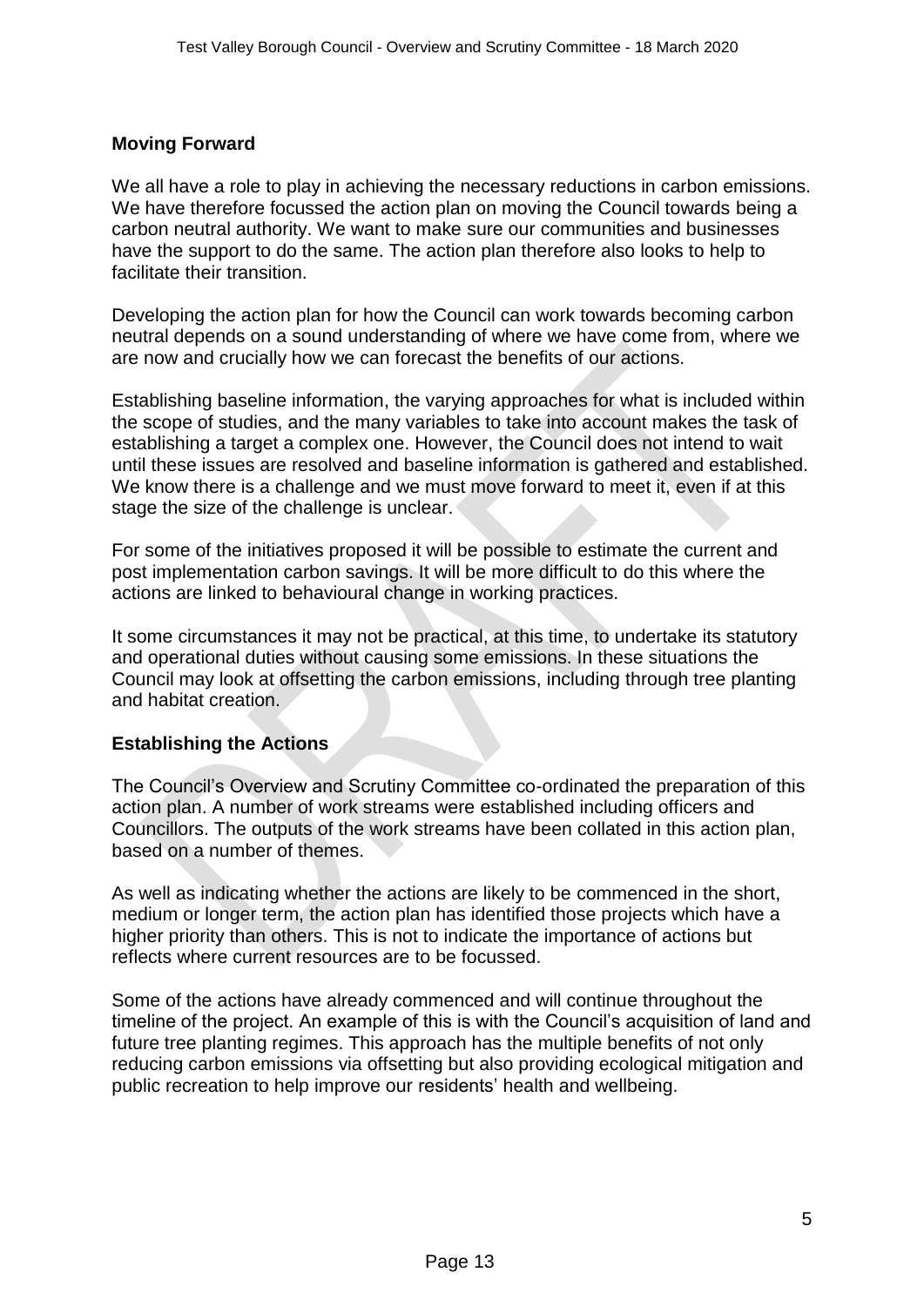## Moving Forward

We all have a role to play in achieving the necessary reductions in carbon emissions. We have therefore focussed the action plan on moving the Council towards being a carbon neutral authority. We want to make sure our communities and businesses have the support to do the same. The action plan therefore also looks to help to facilitate their transition.

Developing the action plan for how the Council can work towards becoming carbon neutral depends on a sound understanding of where we have come from, where we are now and crucially how we can forecast the benefits of our actions.

Establishing baseline information, the varying approaches for what is included within the scope of studies, and the many variables to take into account makes the task of establishing a target a complex one. However, the Council does not intend to wait until these issues are resolved and baseline information is gathered and established. We know there is a challenge and we must move forward to meet it, even if at this stage the size of the challenge is unclear.

For some of the initiatives proposed it will be possible to estimate the current and post implementation carbon savings. It will be more difficult to do this where the actions are linked to behavioural change in working practices.

It some circumstances it may not be practical, at this time, to undertake its statutory and operational duties without causing some emissions. In these situations the Council may look at offsetting the carbon emissions, including through tree planting and habitat creation.

## Establishing the Actions

The Council's Overview and Scrutiny Committee co-ordinated the preparation of this action plan. A number of work streams were established including officers and Councillors. The outputs of the work streams have been collated in this action plan, based on a number of themes.

As well as indicating whether the actions are likely to be commenced in the short, medium or longer term, the action plan has identified those projects which have a higher priority than others. This is not to indicate the importance of actions but reflects where current resources are to be focussed.

Some of the actions have already commenced and will continue throughout the timeline of the project. An example of this is with the Council's acquisition of land and future tree planting regimes. This approach has the multiple benefits of not only reducing carbon emissions via offsetting but also providing ecological mitigation and public recreation to help improve our residents' health and wellbeing.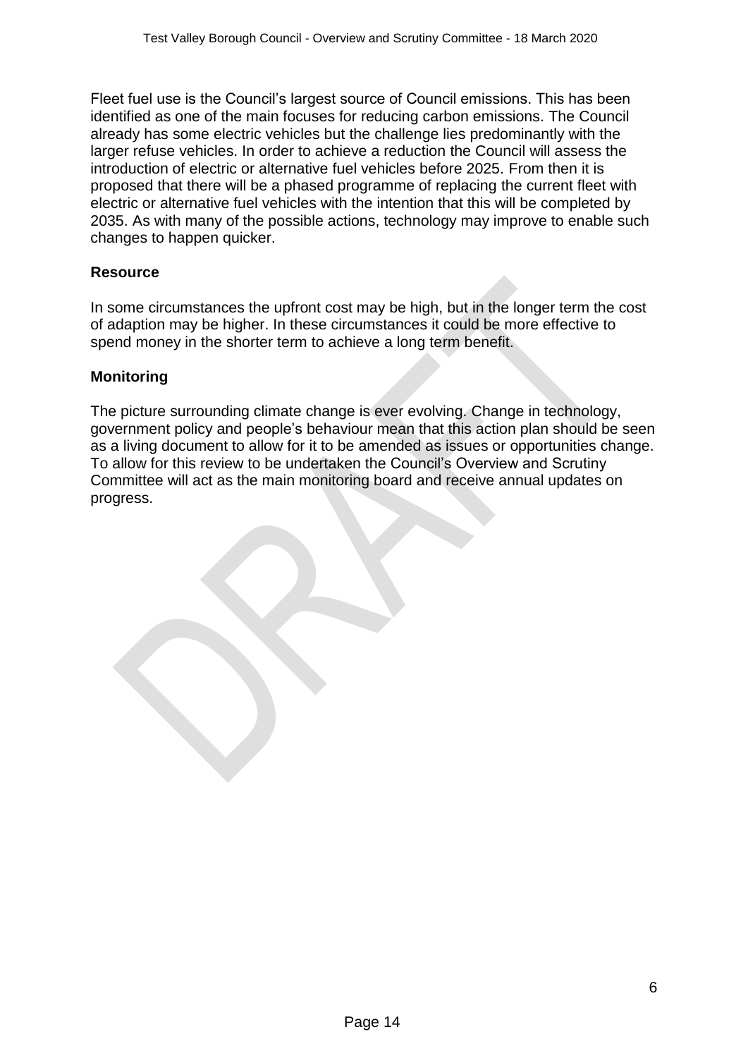Fleet fuel use is the Council's largest source of Council emissions. This has been identified as one of the main focuses for reducing carbon emissions. The Council already has some electric vehicles but the challenge lies predominantly with the larger refuse vehicles. In order to achieve a reduction the Council will assess the introduction of electric or alternative fuel vehicles before 2025. From then it is proposed that there will be a phased programme of replacing the current fleet with electric or alternative fuel vehicles with the intention that this will be completed by 2035. As with many of the possible actions, technology may improve to enable such changes to happen quicker.

**Resource**

In some circumstances the upfront cost may be high, but in the longer term the cost of adaption may be higher. In these circumstances it could be more effective to spend money in the shorter term to achieve a long term benefit.

**Monitoring**

The picture surrounding climate change is ever evolving. Change in technology, government policy and people's behaviour mean that this action plan should be seen as a living document to allow for it to be amended as issues or opportunities change. To allow for this review to be undertaken the Council's Overview and Scrutiny Committee will act as the main monitoring board and receive annual updates on progress.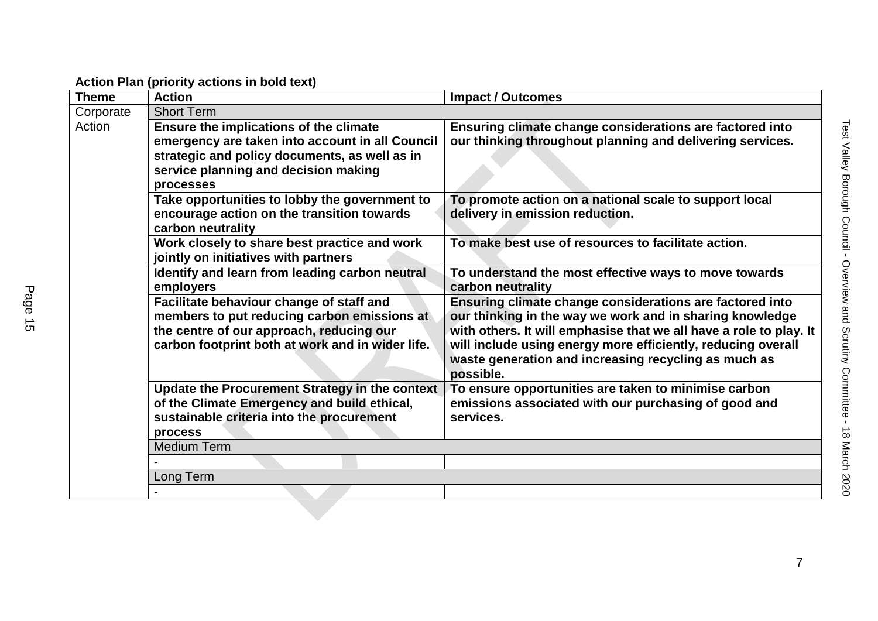**Action Plan (priority actions in bold text)**

| Theme | Action | Impact / Outcomes |
|---|---|---|
| Corporate Action | Short Term | |
| | **Ensure the implications of the climate emergency are taken into account in all Council strategic and policy documents, as well as in service planning and decision making processes** | **Ensuring climate change considerations are factored into our thinking throughout planning and delivering services.** |
| | **Take opportunities to lobby the government to encourage action on the transition towards carbon neutrality** | **To promote action on a national scale to support local delivery in emission reduction.** |
| | **Work closely to share best practice and work jointly on initiatives with partners** | **To make best use of resources to facilitate action.** |
| | **Identify and learn from leading carbon neutral employers** | **To understand the most effective ways to move towards carbon neutrality** |
| | **Facilitate behaviour change of staff and members to put reducing carbon emissions at the centre of our approach, reducing our carbon footprint both at work and in wider life.** | **Ensuring climate change considerations are factored into our thinking in the way we work and in sharing knowledge with others. It will emphasise that we all have a role to play. It will include using energy more efficiently, reducing overall waste generation and increasing recycling as much as possible.** |
| | **Update the Procurement Strategy in the context of the Climate Emergency and build ethical, sustainable criteria into the procurement process** | **To ensure opportunities are taken to minimise carbon emissions associated with our purchasing of good and services.** |
| | Medium Term | |
| | - | |
| | Long Term | |
| | - | |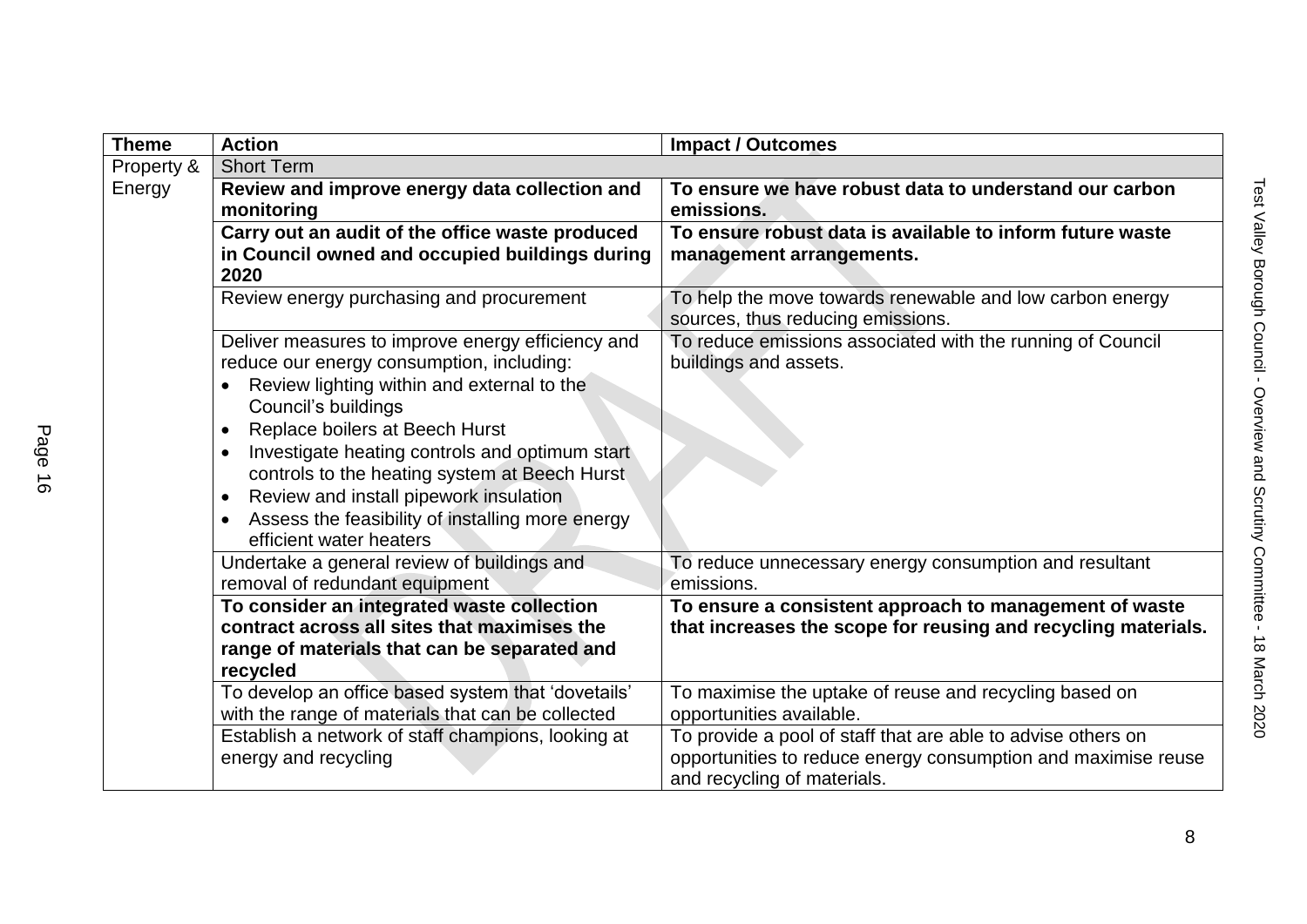| Theme | Action | Impact / Outcomes |
|---|---|---|
| Property & Energy | Short Term | |
| | **Review and improve energy data collection and monitoring** | **To ensure we have robust data to understand our carbon emissions.** |
| | **Carry out an audit of the office waste produced in Council owned and occupied buildings during 2020** | **To ensure robust data is available to inform future waste management arrangements.** |
| | Review energy purchasing and procurement | To help the move towards renewable and low carbon energy sources, thus reducing emissions. |
| | Deliver measures to improve energy efficiency and reduce our energy consumption, including:<br>• Review lighting within and external to the Council's buildings<br>• Replace boilers at Beech Hurst<br>• Investigate heating controls and optimum start controls to the heating system at Beech Hurst<br>• Review and install pipework insulation<br>• Assess the feasibility of installing more energy efficient water heaters | To reduce emissions associated with the running of Council buildings and assets. |
| | Undertake a general review of buildings and removal of redundant equipment | To reduce unnecessary energy consumption and resultant emissions. |
| | **To consider an integrated waste collection contract across all sites that maximises the range of materials that can be separated and recycled** | **To ensure a consistent approach to management of waste that increases the scope for reusing and recycling materials.** |
| | To develop an office based system that 'dovetails' with the range of materials that can be collected | To maximise the uptake of reuse and recycling based on opportunities available. |
| | Establish a network of staff champions, looking at energy and recycling | To provide a pool of staff that are able to advise others on opportunities to reduce energy consumption and maximise reuse and recycling of materials. |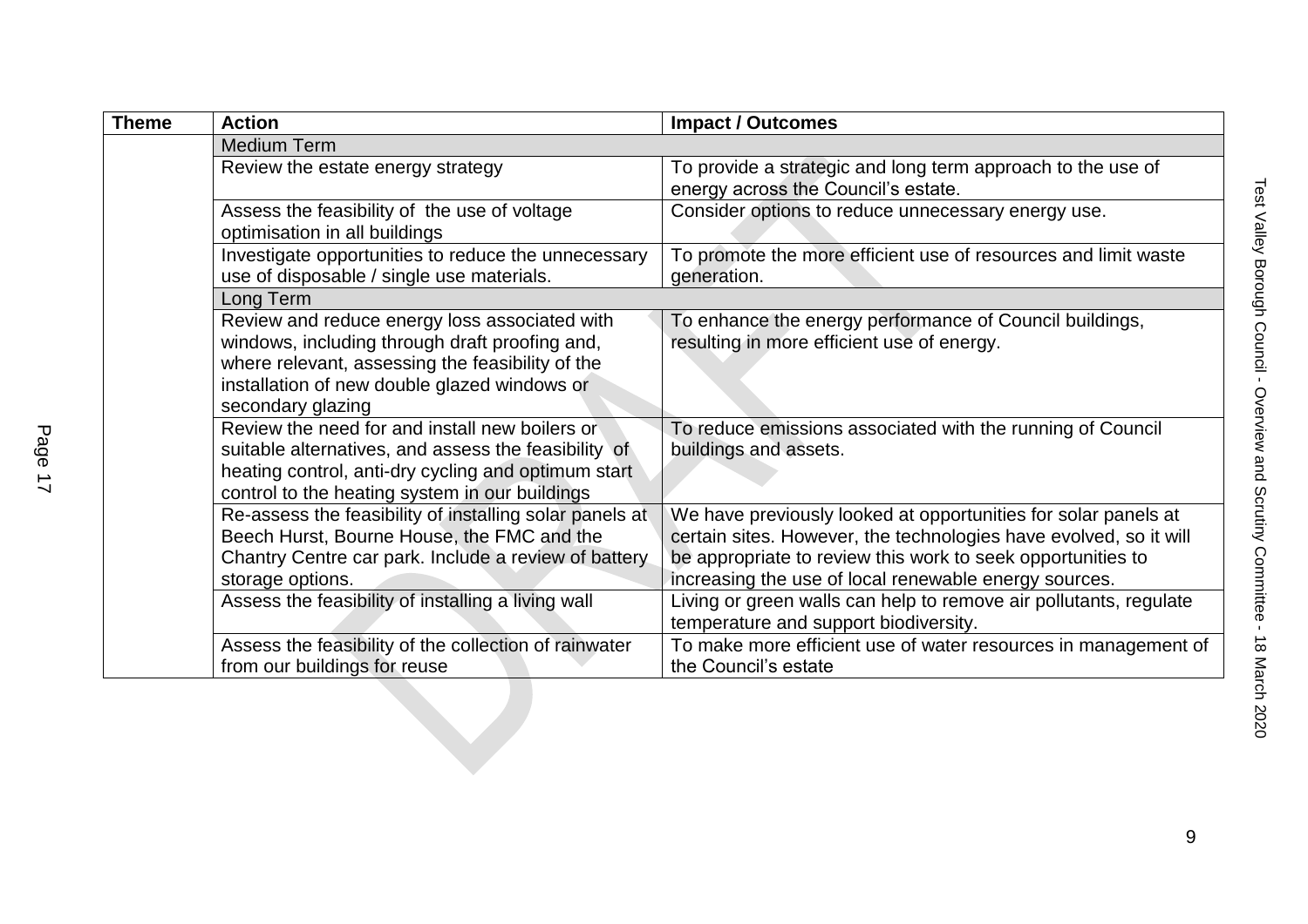| Theme | Action | Impact / Outcomes |
|---|---|---|
| | **Medium Term** | |
| | Review the estate energy strategy | To provide a strategic and long term approach to the use of energy across the Council's estate. |
| | Assess the feasibility of the use of voltage optimisation in all buildings | Consider options to reduce unnecessary energy use. |
| | Investigate opportunities to reduce the unnecessary use of disposable / single use materials. | To promote the more efficient use of resources and limit waste generation. |
| | **Long Term** | |
| | Review and reduce energy loss associated with windows, including through draft proofing and, where relevant, assessing the feasibility of the installation of new double glazed windows or secondary glazing | To enhance the energy performance of Council buildings, resulting in more efficient use of energy. |
| | Review the need for and install new boilers or suitable alternatives, and assess the feasibility of heating control, anti-dry cycling and optimum start control to the heating system in our buildings | To reduce emissions associated with the running of Council buildings and assets. |
| | Re-assess the feasibility of installing solar panels at Beech Hurst, Bourne House, the FMC and the Chantry Centre car park. Include a review of battery storage options. | We have previously looked at opportunities for solar panels at certain sites. However, the technologies have evolved, so it will be appropriate to review this work to seek opportunities to increasing the use of local renewable energy sources. |
| | Assess the feasibility of installing a living wall | Living or green walls can help to remove air pollutants, regulate temperature and support biodiversity. |
| | Assess the feasibility of the collection of rainwater from our buildings for reuse | To make more efficient use of water resources in management of the Council's estate |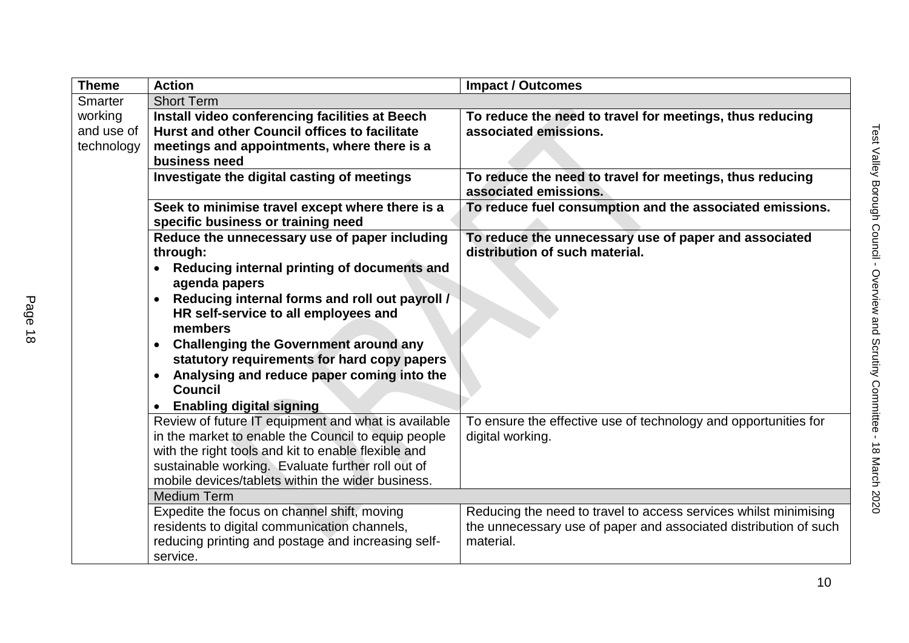| Theme | Action | Impact / Outcomes |
|---|---|---|
| Smarter working and use of technology | Short Term | |
| | **Install video conferencing facilities at Beech Hurst and other Council offices to facilitate meetings and appointments, where there is a business need** | **To reduce the need to travel for meetings, thus reducing associated emissions.** |
| | **Investigate the digital casting of meetings** | **To reduce the need to travel for meetings, thus reducing associated emissions.** |
| | **Seek to minimise travel except where there is a specific business or training need** | **To reduce fuel consumption and the associated emissions.** |
| | **Reduce the unnecessary use of paper including through:**<br>• **Reducing internal printing of documents and agenda papers**<br>• **Reducing internal forms and roll out payroll / HR self-service to all employees and members**<br>• **Challenging the Government around any statutory requirements for hard copy papers**<br>• **Analysing and reduce paper coming into the Council**<br>• **Enabling digital signing** | **To reduce the unnecessary use of paper and associated distribution of such material.** |
| | Review of future IT equipment and what is available in the market to enable the Council to equip people with the right tools and kit to enable flexible and sustainable working. Evaluate further roll out of mobile devices/tablets within the wider business. | To ensure the effective use of technology and opportunities for digital working. |
| | Medium Term | |
| | Expedite the focus on channel shift, moving residents to digital communication channels, reducing printing and postage and increasing self-service. | Reducing the need to travel to access services whilst minimising the unnecessary use of paper and associated distribution of such material. |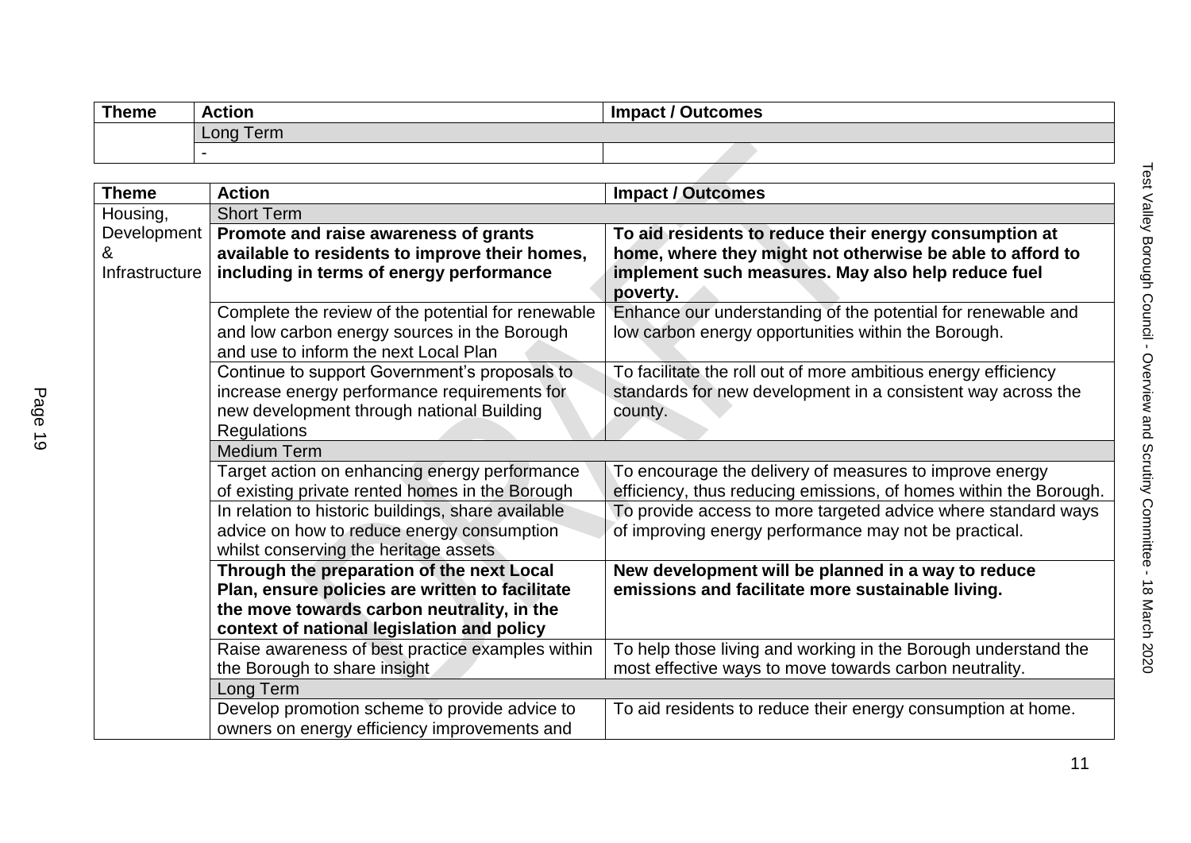| Theme | Action | Impact / Outcomes |
|---|---|---|
| | Long Term | |
| | - | |

| Theme | Action | Impact / Outcomes |
|---|---|---|
| Housing, Development & Infrastructure | Short Term | |
| | **Promote and raise awareness of grants available to residents to improve their homes, including in terms of energy performance** | **To aid residents to reduce their energy consumption at home, where they might not otherwise be able to afford to implement such measures. May also help reduce fuel poverty.** |
| | Complete the review of the potential for renewable and low carbon energy sources in the Borough and use to inform the next Local Plan | Enhance our understanding of the potential for renewable and low carbon energy opportunities within the Borough. |
| | Continue to support Government's proposals to increase energy performance requirements for new development through national Building Regulations | To facilitate the roll out of more ambitious energy efficiency standards for new development in a consistent way across the county. |
| | Medium Term | |
| | Target action on enhancing energy performance of existing private rented homes in the Borough | To encourage the delivery of measures to improve energy efficiency, thus reducing emissions, of homes within the Borough. |
| | In relation to historic buildings, share available advice on how to reduce energy consumption whilst conserving the heritage assets | To provide access to more targeted advice where standard ways of improving energy performance may not be practical. |
| | **Through the preparation of the next Local Plan, ensure policies are written to facilitate the move towards carbon neutrality, in the context of national legislation and policy** | **New development will be planned in a way to reduce emissions and facilitate more sustainable living.** |
| | Raise awareness of best practice examples within the Borough to share insight | To help those living and working in the Borough understand the most effective ways to move towards carbon neutrality. |
| | Long Term | |
| | Develop promotion scheme to provide advice to owners on energy efficiency improvements and | To aid residents to reduce their energy consumption at home. |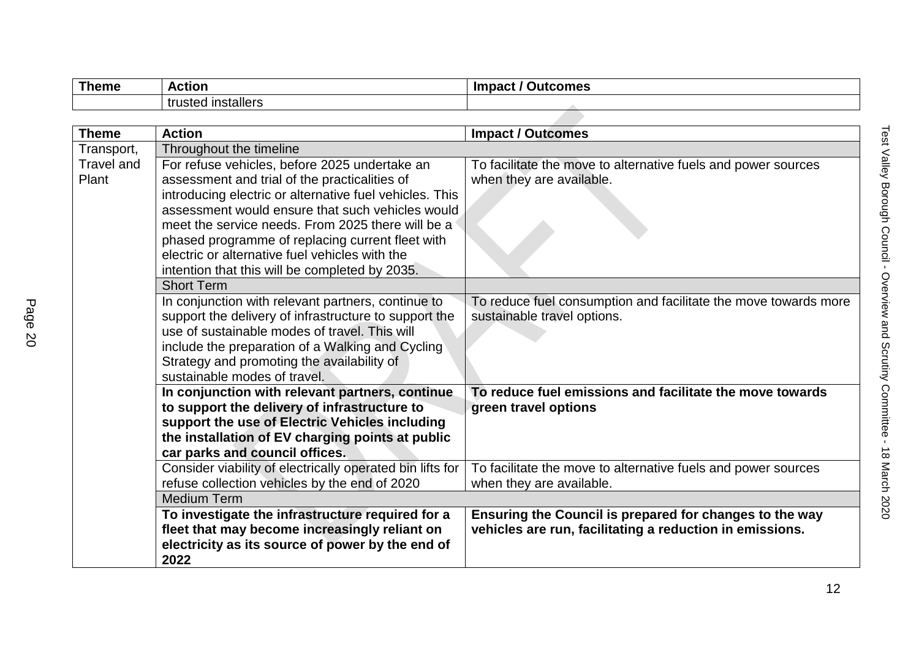| Theme | Action | Impact / Outcomes |
|---|---|---|
| | trusted installers | |

| Theme | Action | Impact / Outcomes |
|---|---|---|
| Transport, Travel and Plant | Throughout the timeline | |
| | For refuse vehicles, before 2025 undertake an assessment and trial of the practicalities of introducing electric or alternative fuel vehicles. This assessment would ensure that such vehicles would meet the service needs. From 2025 there will be a phased programme of replacing current fleet with electric or alternative fuel vehicles with the intention that this will be completed by 2035. | To facilitate the move to alternative fuels and power sources when they are available. |
| | Short Term | |
| | In conjunction with relevant partners, continue to support the delivery of infrastructure to support the use of sustainable modes of travel. This will include the preparation of a Walking and Cycling Strategy and promoting the availability of sustainable modes of travel. | To reduce fuel consumption and facilitate the move towards more sustainable travel options. |
| | **In conjunction with relevant partners, continue to support the delivery of infrastructure to support the use of Electric Vehicles including the installation of EV charging points at public car parks and council offices.** | **To reduce fuel emissions and facilitate the move towards green travel options** |
| | Consider viability of electrically operated bin lifts for refuse collection vehicles by the end of 2020 | To facilitate the move to alternative fuels and power sources when they are available. |
| | Medium Term | |
| | **To investigate the infrastructure required for a fleet that may become increasingly reliant on electricity as its source of power by the end of 2022** | **Ensuring the Council is prepared for changes to the way vehicles are run, facilitating a reduction in emissions.** |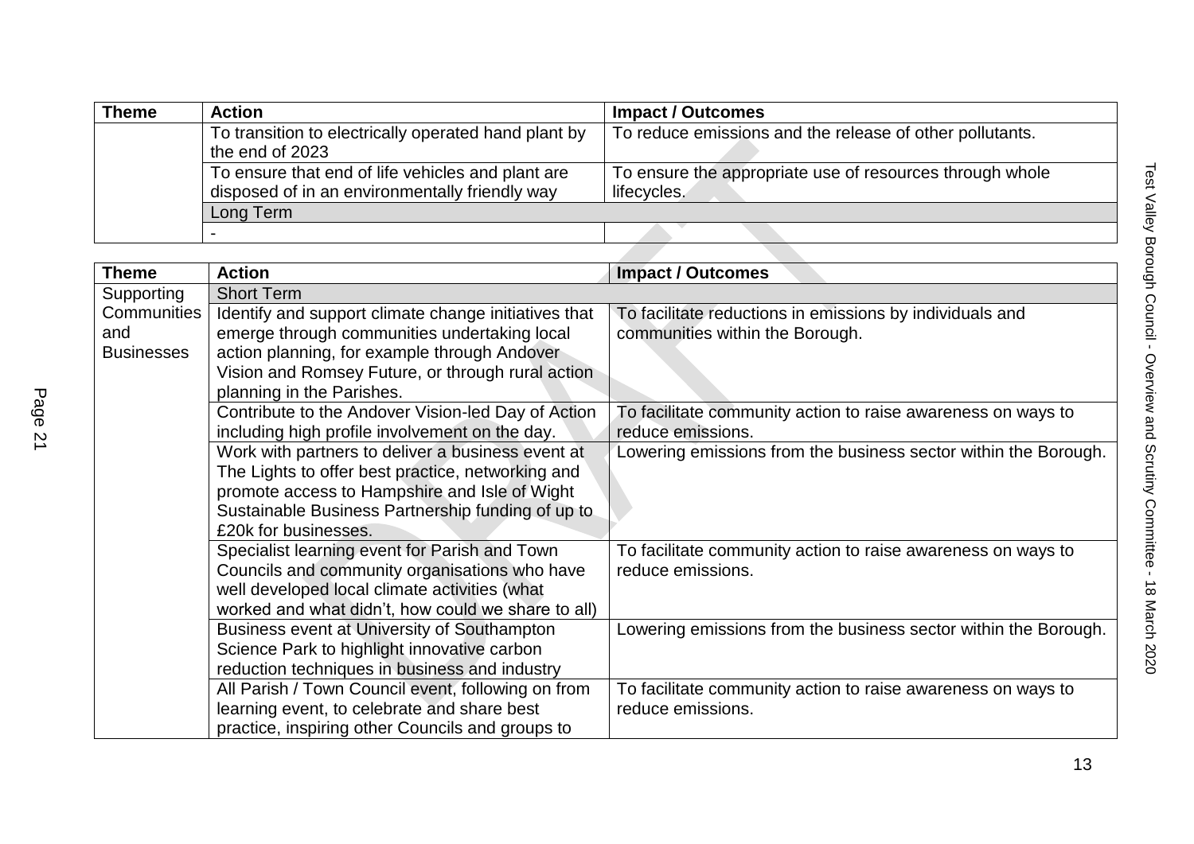| Theme | Action | Impact / Outcomes |
|---|---|---|
| | To transition to electrically operated hand plant by the end of 2023 | To reduce emissions and the release of other pollutants. |
| | To ensure that end of life vehicles and plant are disposed of in an environmentally friendly way | To ensure the appropriate use of resources through whole lifecycles. |
| | Long Term | |
| | - | |

| Theme | Action | Impact / Outcomes |
|---|---|---|
| Supporting Communities and Businesses | Short Term | |
| | Identify and support climate change initiatives that emerge through communities undertaking local action planning, for example through Andover Vision and Romsey Future, or through rural action planning in the Parishes. | To facilitate reductions in emissions by individuals and communities within the Borough. |
| | Contribute to the Andover Vision-led Day of Action including high profile involvement on the day. | To facilitate community action to raise awareness on ways to reduce emissions. |
| | Work with partners to deliver a business event at The Lights to offer best practice, networking and promote access to Hampshire and Isle of Wight Sustainable Business Partnership funding of up to £20k for businesses. | Lowering emissions from the business sector within the Borough. |
| | Specialist learning event for Parish and Town Councils and community organisations who have well developed local climate activities (what worked and what didn't, how could we share to all) | To facilitate community action to raise awareness on ways to reduce emissions. |
| | Business event at University of Southampton Science Park to highlight innovative carbon reduction techniques in business and industry | Lowering emissions from the business sector within the Borough. |
| | All Parish / Town Council event, following on from learning event, to celebrate and share best practice, inspiring other Councils and groups to | To facilitate community action to raise awareness on ways to reduce emissions. |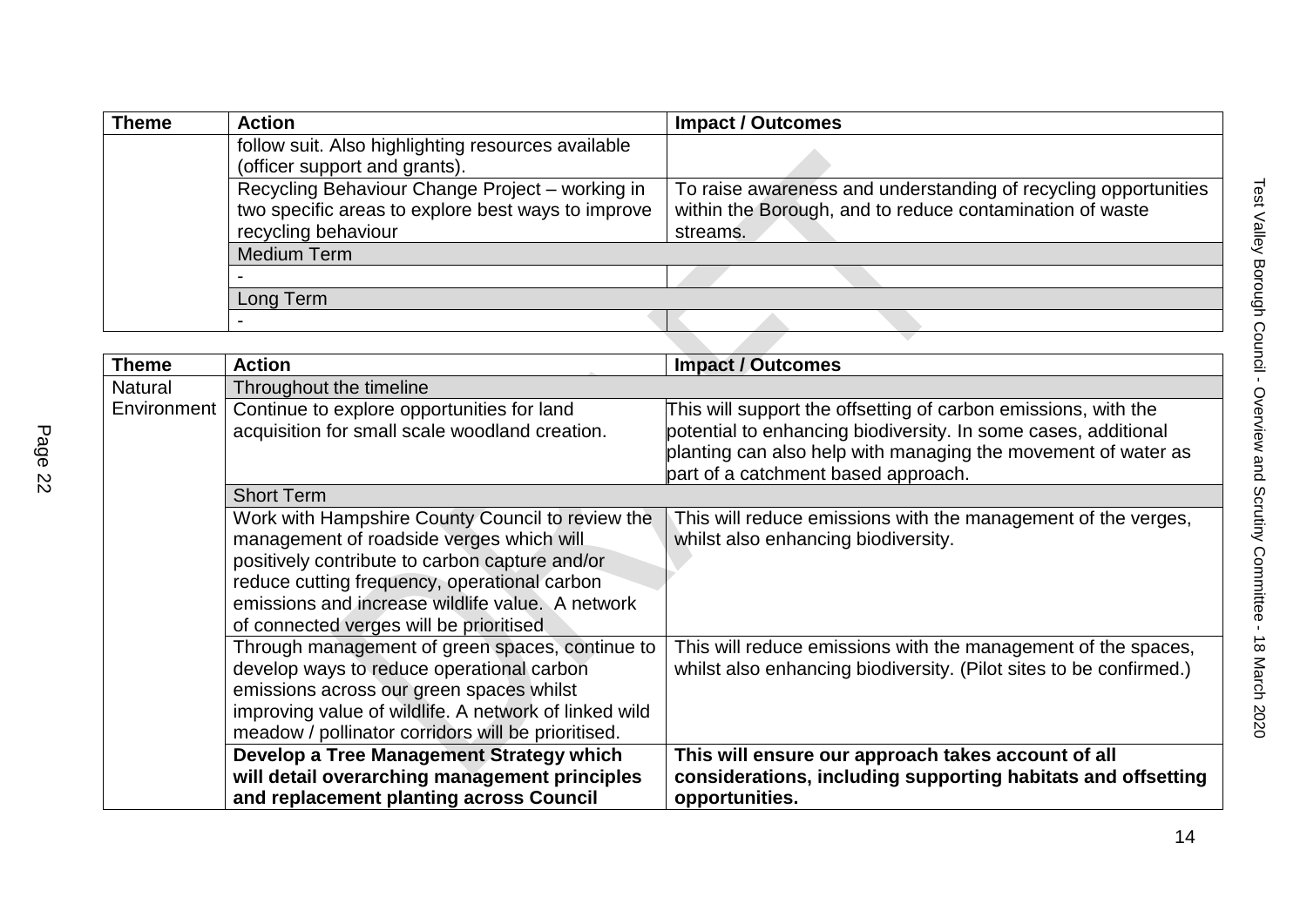| Theme | Action | Impact / Outcomes |
|---|---|---|
| | follow suit. Also highlighting resources available (officer support and grants). | |
| | Recycling Behaviour Change Project – working in two specific areas to explore best ways to improve recycling behaviour | To raise awareness and understanding of recycling opportunities within the Borough, and to reduce contamination of waste streams. |
| | Medium Term | |
| | - | |
| | Long Term | |
| | - | |

| Theme | Action | Impact / Outcomes |
|---|---|---|
| Natural Environment | Throughout the timeline | |
| | Continue to explore opportunities for land acquisition for small scale woodland creation. | This will support the offsetting of carbon emissions, with the potential to enhancing biodiversity. In some cases, additional planting can also help with managing the movement of water as part of a catchment based approach. |
| | Short Term | |
| | Work with Hampshire County Council to review the management of roadside verges which will positively contribute to carbon capture and/or reduce cutting frequency, operational carbon emissions and increase wildlife value. A network of connected verges will be prioritised | This will reduce emissions with the management of the verges, whilst also enhancing biodiversity. |
| | Through management of green spaces, continue to develop ways to reduce operational carbon emissions across our green spaces whilst improving value of wildlife. A network of linked wild meadow / pollinator corridors will be prioritised. | This will reduce emissions with the management of the spaces, whilst also enhancing biodiversity. (Pilot sites to be confirmed.) |
| | **Develop a Tree Management Strategy which will detail overarching management principles and replacement planting across Council** | **This will ensure our approach takes account of all considerations, including supporting habitats and offsetting opportunities.** |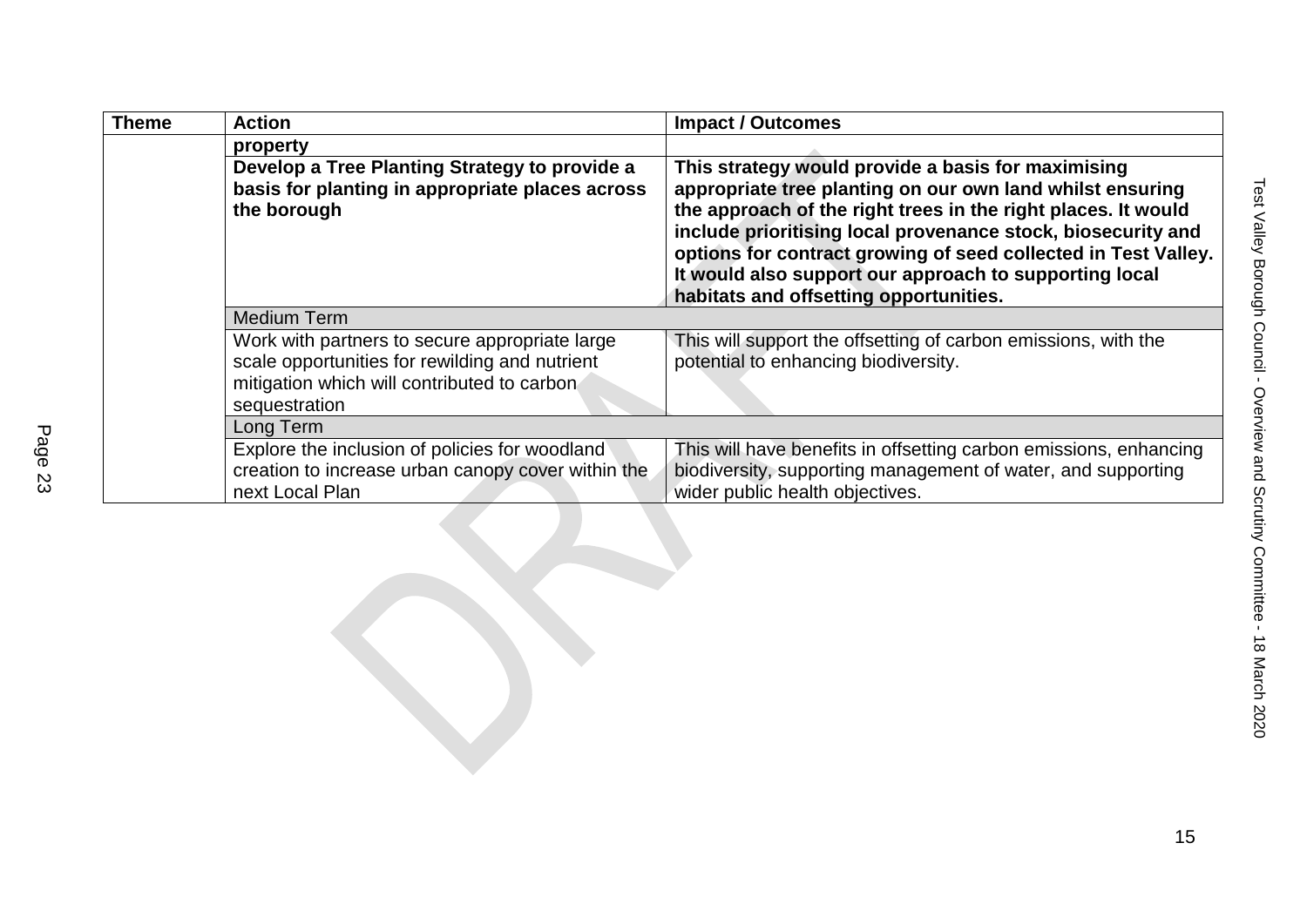| Theme | Action | Impact / Outcomes |
|---|---|---|
| | **property** | |
| | **Develop a Tree Planting Strategy to provide a basis for planting in appropriate places across the borough** | **This strategy would provide a basis for maximising appropriate tree planting on our own land whilst ensuring the approach of the right trees in the right places. It would include prioritising local provenance stock, biosecurity and options for contract growing of seed collected in Test Valley. It would also support our approach to supporting local habitats and offsetting opportunities.** |
| | Medium Term | |
| | Work with partners to secure appropriate large scale opportunities for rewilding and nutrient mitigation which will contributed to carbon sequestration | This will support the offsetting of carbon emissions, with the potential to enhancing biodiversity. |
| | Long Term | |
| | Explore the inclusion of policies for woodland creation to increase urban canopy cover within the next Local Plan | This will have benefits in offsetting carbon emissions, enhancing biodiversity, supporting management of water, and supporting wider public health objectives. |